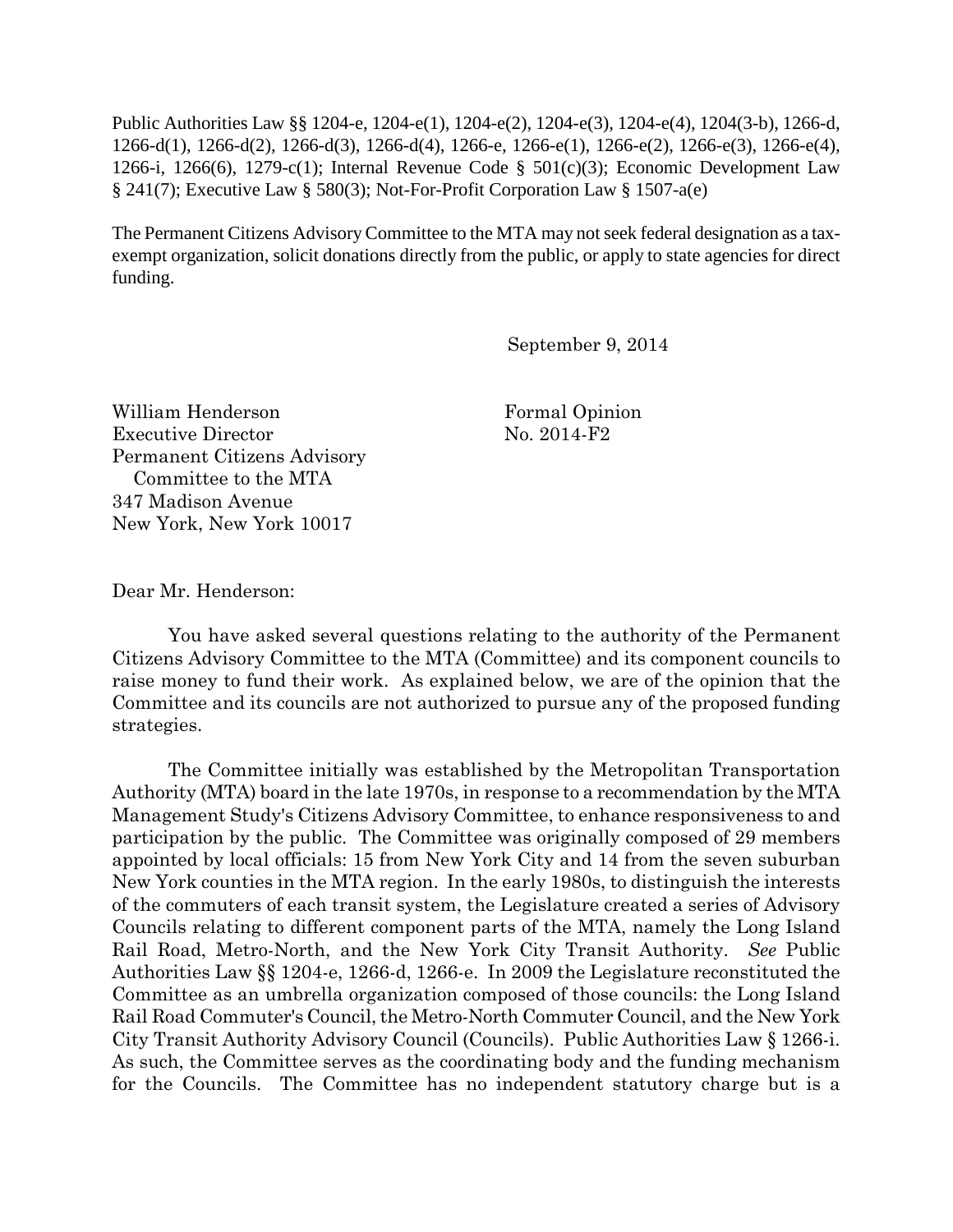Public Authorities Law §§ 1204-e, 1204-e(1), 1204-e(2), 1204-e(3), 1204-e(4), 1204(3-b), 1266-d, 1266-d(1), 1266-d(2), 1266-d(3), 1266-d(4), 1266-e, 1266-e(1), 1266-e(2), 1266-e(3), 1266-e(4), 1266-i, 1266(6), 1279-c(1); Internal Revenue Code § 501(c)(3); Economic Development Law § 241(7); Executive Law § 580(3); Not-For-Profit Corporation Law § 1507-a(e)

The Permanent Citizens Advisory Committee to the MTA may not seek federal designation as a tax-exempt organization, solicit donations directly from the public, or apply to state agencies for direct funding.

September 9, 2014

William Henderson
Executive Director
Permanent Citizens Advisory
Committee to the MTA
347 Madison Avenue
New York, New York 10017

Formal Opinion
No. 2014-F2

Dear Mr. Henderson:

You have asked several questions relating to the authority of the Permanent Citizens Advisory Committee to the MTA (Committee) and its component councils to raise money to fund their work. As explained below, we are of the opinion that the Committee and its councils are not authorized to pursue any of the proposed funding strategies.

The Committee initially was established by the Metropolitan Transportation Authority (MTA) board in the late 1970s, in response to a recommendation by the MTA Management Study's Citizens Advisory Committee, to enhance responsiveness to and participation by the public. The Committee was originally composed of 29 members appointed by local officials: 15 from New York City and 14 from the seven suburban New York counties in the MTA region. In the early 1980s, to distinguish the interests of the commuters of each transit system, the Legislature created a series of Advisory Councils relating to different component parts of the MTA, namely the Long Island Rail Road, Metro-North, and the New York City Transit Authority. *See* Public Authorities Law §§ 1204-e, 1266-d, 1266-e. In 2009 the Legislature reconstituted the Committee as an umbrella organization composed of those councils: the Long Island Rail Road Commuter's Council, the Metro-North Commuter Council, and the New York City Transit Authority Advisory Council (Councils). Public Authorities Law § 1266-i. As such, the Committee serves as the coordinating body and the funding mechanism for the Councils. The Committee has no independent statutory charge but is a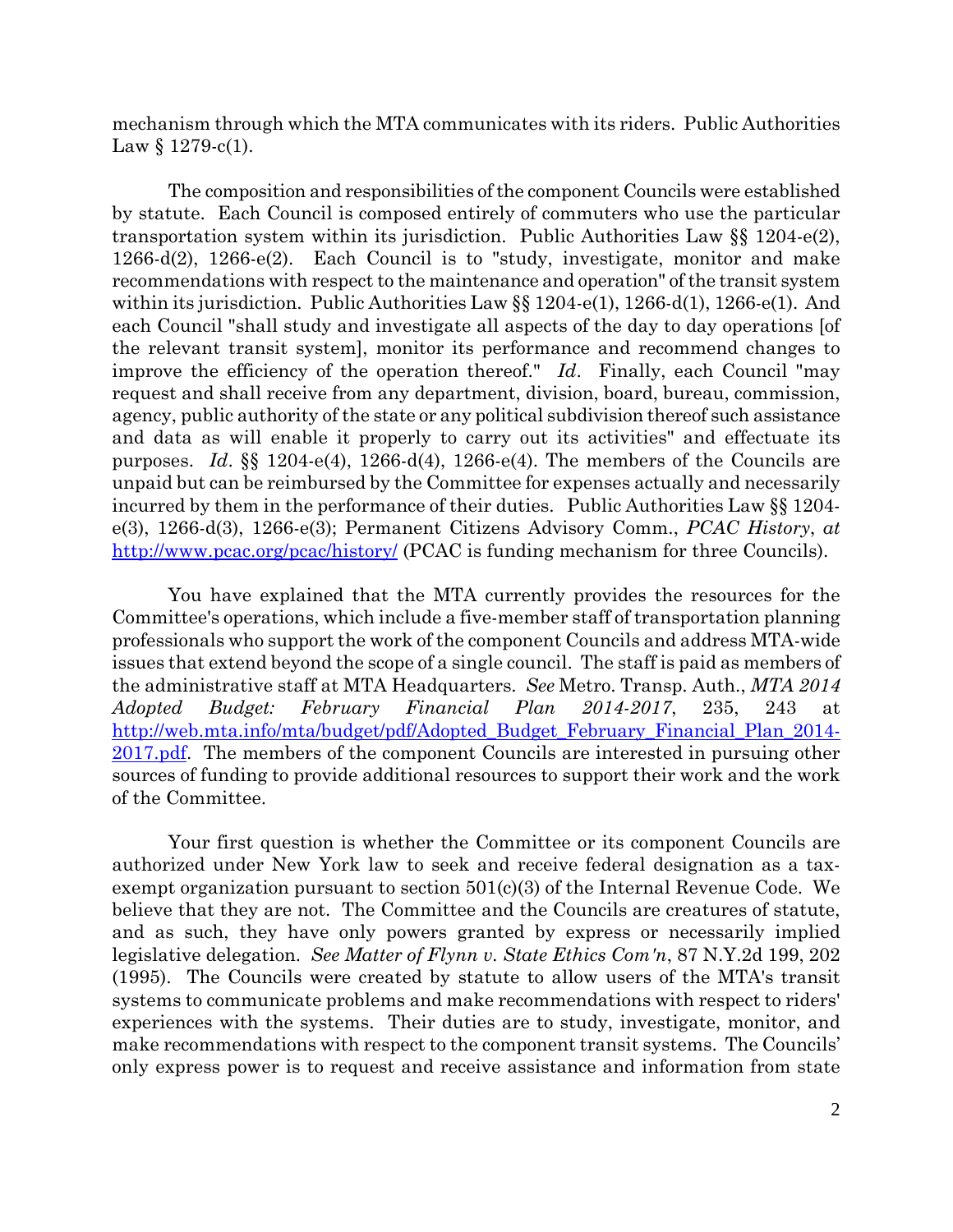mechanism through which the MTA communicates with its riders. Public Authorities Law § 1279-c(1).

The composition and responsibilities of the component Councils were established by statute. Each Council is composed entirely of commuters who use the particular transportation system within its jurisdiction. Public Authorities Law §§ 1204-e(2), 1266-d(2), 1266-e(2). Each Council is to "study, investigate, monitor and make recommendations with respect to the maintenance and operation" of the transit system within its jurisdiction. Public Authorities Law §§ 1204-e(1), 1266-d(1), 1266-e(1). And each Council "shall study and investigate all aspects of the day to day operations [of the relevant transit system], monitor its performance and recommend changes to improve the efficiency of the operation thereof." *Id*. Finally, each Council "may request and shall receive from any department, division, board, bureau, commission, agency, public authority of the state or any political subdivision thereof such assistance and data as will enable it properly to carry out its activities" and effectuate its purposes. *Id*. §§ 1204-e(4), 1266-d(4), 1266-e(4). The members of the Councils are unpaid but can be reimbursed by the Committee for expenses actually and necessarily incurred by them in the performance of their duties. Public Authorities Law §§ 1204-e(3), 1266-d(3), 1266-e(3); Permanent Citizens Advisory Comm., *PCAC History*, *at* [http://www.pcac.org/pcac/history/](http://www.pcac.org/pcac/history/) (PCAC is funding mechanism for three Councils).

You have explained that the MTA currently provides the resources for the Committee's operations, which include a five-member staff of transportation planning professionals who support the work of the component Councils and address MTA-wide issues that extend beyond the scope of a single council. The staff is paid as members of the administrative staff at MTA Headquarters. *See* Metro. Transp. Auth., *MTA 2014 Adopted Budget: February Financial Plan 2014-2017*, 235, 243 at [http://web.mta.info/mta/budget/pdf/Adopted_Budget_February_Financial_Plan_2014-2017.pdf](http://web.mta.info/mta/budget/pdf/Adopted_Budget_February_Financial_Plan_2014-2017.pdf). The members of the component Councils are interested in pursuing other sources of funding to provide additional resources to support their work and the work of the Committee.

Your first question is whether the Committee or its component Councils are authorized under New York law to seek and receive federal designation as a tax-exempt organization pursuant to section 501(c)(3) of the Internal Revenue Code. We believe that they are not. The Committee and the Councils are creatures of statute, and as such, they have only powers granted by express or necessarily implied legislative delegation. *See Matter of Flynn v. State Ethics Com'n*, 87 N.Y.2d 199, 202 (1995). The Councils were created by statute to allow users of the MTA's transit systems to communicate problems and make recommendations with respect to riders' experiences with the systems. Their duties are to study, investigate, monitor, and make recommendations with respect to the component transit systems. The Councils' only express power is to request and receive assistance and information from state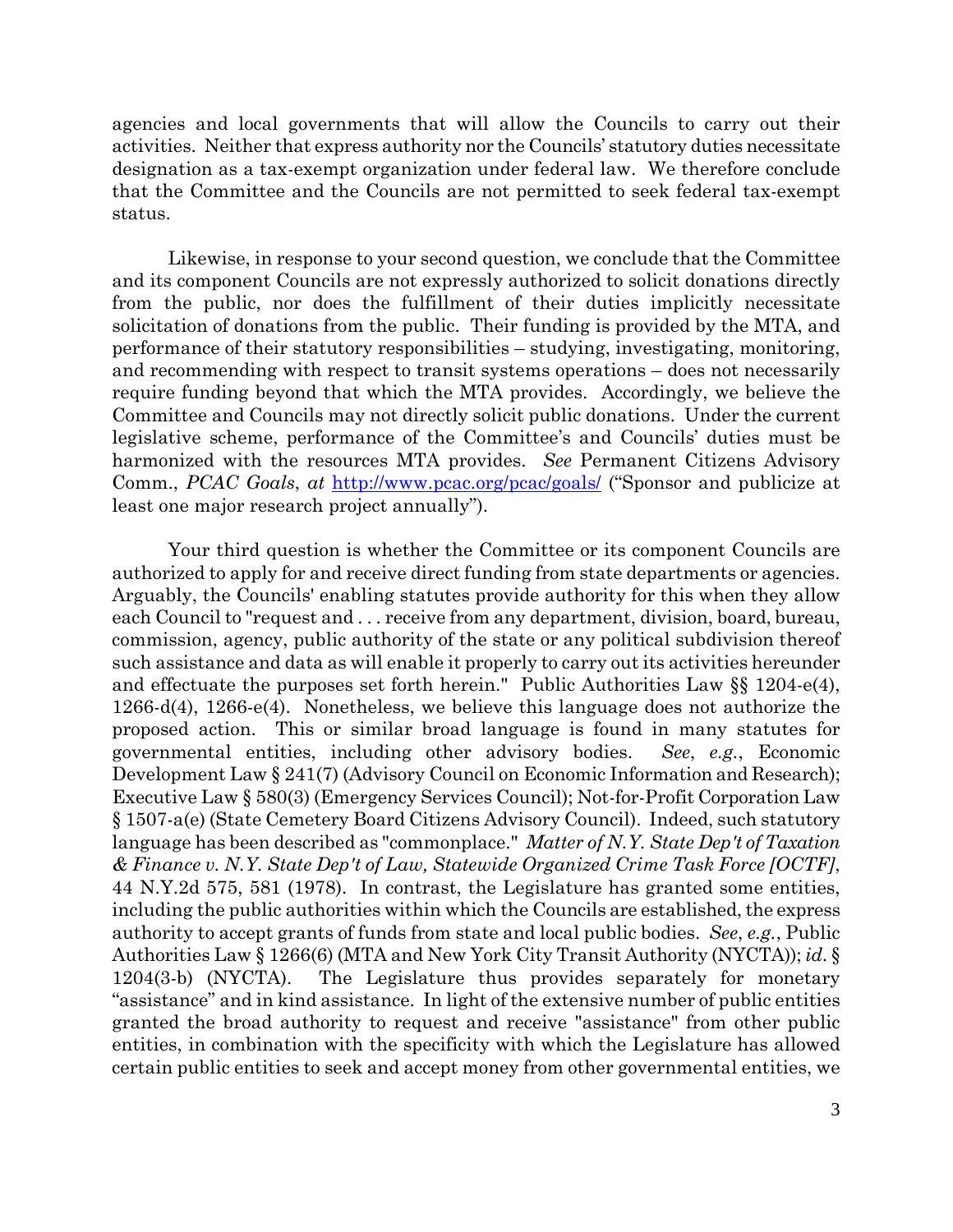agencies and local governments that will allow the Councils to carry out their activities. Neither that express authority nor the Councils' statutory duties necessitate designation as a tax-exempt organization under federal law. We therefore conclude that the Committee and the Councils are not permitted to seek federal tax-exempt status.

Likewise, in response to your second question, we conclude that the Committee and its component Councils are not expressly authorized to solicit donations directly from the public, nor does the fulfillment of their duties implicitly necessitate solicitation of donations from the public. Their funding is provided by the MTA, and performance of their statutory responsibilities – studying, investigating, monitoring, and recommending with respect to transit systems operations – does not necessarily require funding beyond that which the MTA provides. Accordingly, we believe the Committee and Councils may not directly solicit public donations. Under the current legislative scheme, performance of the Committee's and Councils' duties must be harmonized with the resources MTA provides. *See* Permanent Citizens Advisory Comm., *PCAC Goals*, *at* http://www.pcac.org/pcac/goals/ ("Sponsor and publicize at least one major research project annually").

Your third question is whether the Committee or its component Councils are authorized to apply for and receive direct funding from state departments or agencies. Arguably, the Councils' enabling statutes provide authority for this when they allow each Council to "request and . . . receive from any department, division, board, bureau, commission, agency, public authority of the state or any political subdivision thereof such assistance and data as will enable it properly to carry out its activities hereunder and effectuate the purposes set forth herein." Public Authorities Law §§ 1204-e(4), 1266-d(4), 1266-e(4). Nonetheless, we believe this language does not authorize the proposed action. This or similar broad language is found in many statutes for governmental entities, including other advisory bodies. *See*, *e.g.*, Economic Development Law § 241(7) (Advisory Council on Economic Information and Research); Executive Law § 580(3) (Emergency Services Council); Not-for-Profit Corporation Law § 1507-a(e) (State Cemetery Board Citizens Advisory Council). Indeed, such statutory language has been described as "commonplace." *Matter of N.Y. State Dep't of Taxation & Finance v. N.Y. State Dep't of Law, Statewide Organized Crime Task Force [OCTF]*, 44 N.Y.2d 575, 581 (1978). In contrast, the Legislature has granted some entities, including the public authorities within which the Councils are established, the express authority to accept grants of funds from state and local public bodies. *See*, *e.g.*, Public Authorities Law § 1266(6) (MTA and New York City Transit Authority (NYCTA)); *id.* § 1204(3-b) (NYCTA). The Legislature thus provides separately for monetary "assistance" and in kind assistance. In light of the extensive number of public entities granted the broad authority to request and receive "assistance" from other public entities, in combination with the specificity with which the Legislature has allowed certain public entities to seek and accept money from other governmental entities, we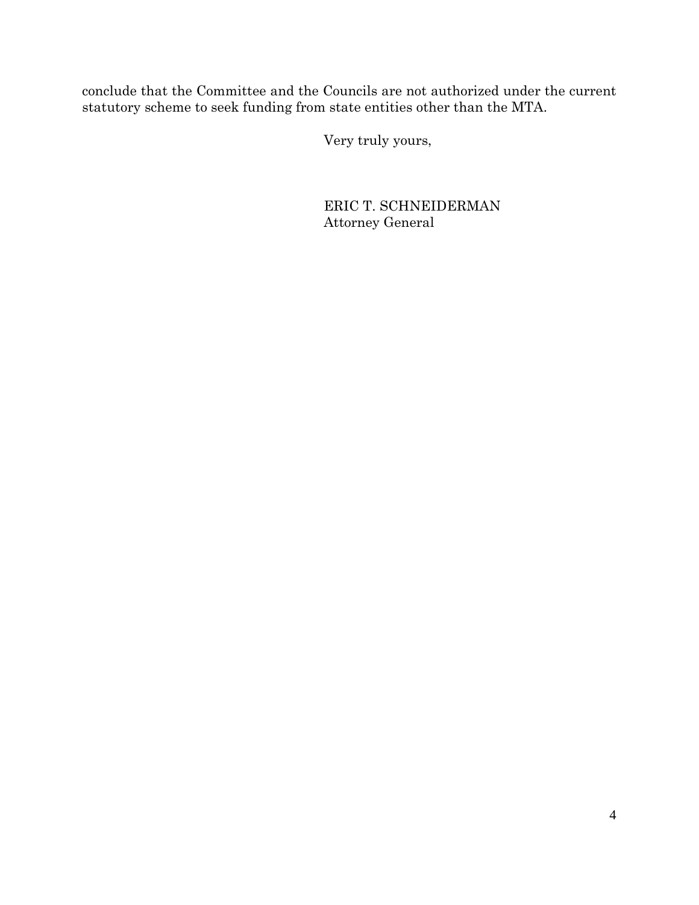conclude that the Committee and the Councils are not authorized under the current statutory scheme to seek funding from state entities other than the MTA.

Very truly yours,

ERIC T. SCHNEIDERMAN
Attorney General